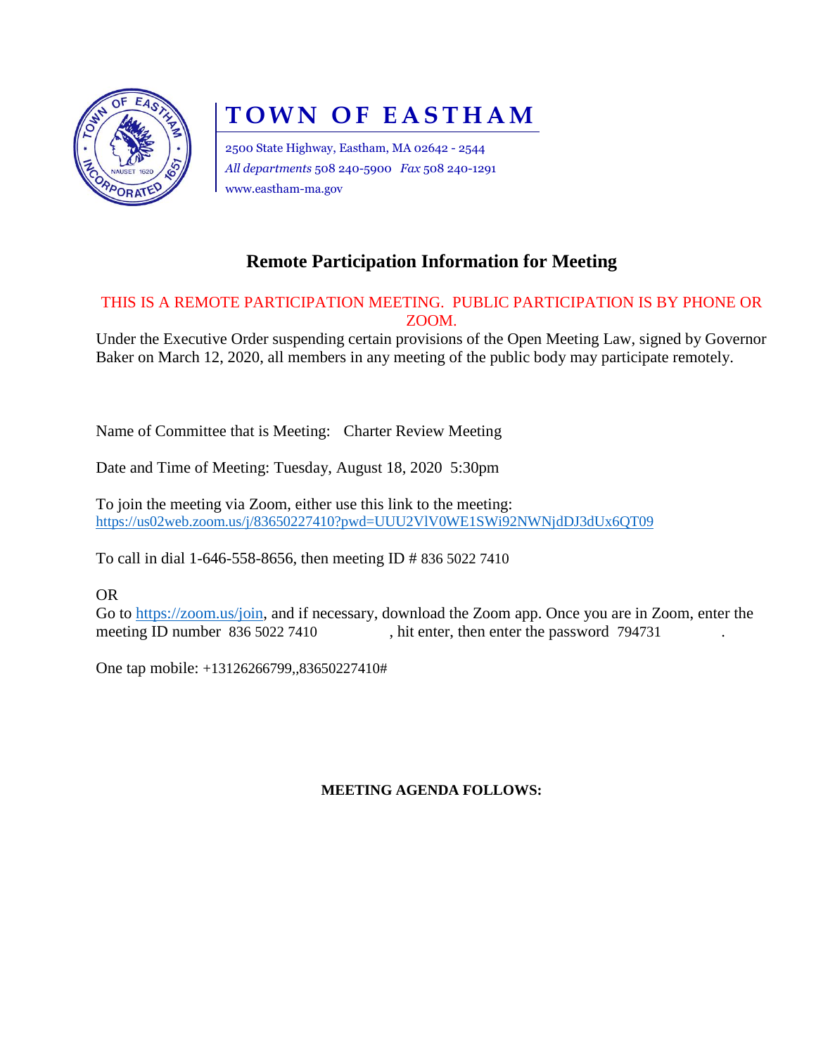# TOWN OF EASTHAM

2500 State Highway, Eastham, MA 02642 - 2544
*All departments* 508 240-5900 *Fax* 508 240-1291
www.eastham-ma.gov

## Remote Participation Information for Meeting

THIS IS A REMOTE PARTICIPATION MEETING. PUBLIC PARTICIPATION IS BY PHONE OR ZOOM.

Under the Executive Order suspending certain provisions of the Open Meeting Law, signed by Governor Baker on March 12, 2020, all members in any meeting of the public body may participate remotely.

Name of Committee that is Meeting: Charter Review Meeting

Date and Time of Meeting: Tuesday, August 18, 2020 5:30pm

To join the meeting via Zoom, either use this link to the meeting:
https://us02web.zoom.us/j/83650227410?pwd=UUU2VlV0WE1SWi92NWNjdDJ3dUx6QT09

To call in dial 1-646-558-8656, then meeting ID # 836 5022 7410

OR

Go to https://zoom.us/join, and if necessary, download the Zoom app. Once you are in Zoom, enter the meeting ID number 836 5022 7410, hit enter, then enter the password 794731.

One tap mobile: +13126266799,,83650227410#

**MEETING AGENDA FOLLOWS:**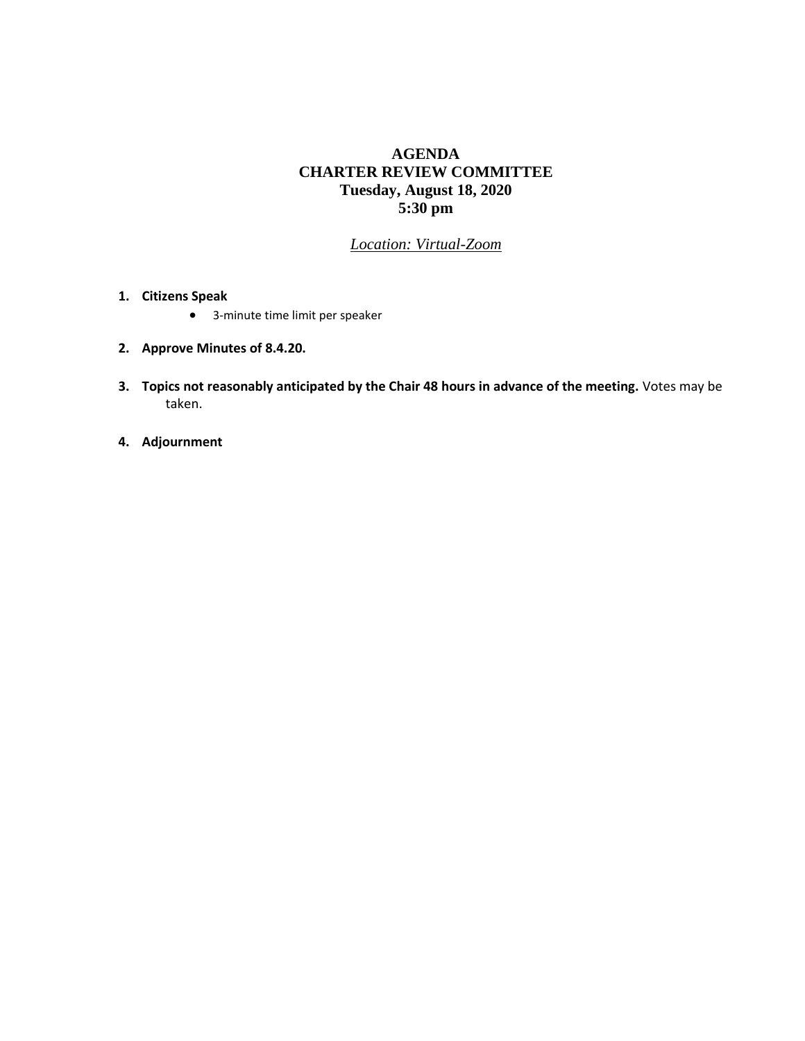# AGENDA
# CHARTER REVIEW COMMITTEE
# Tuesday, August 18, 2020
# 5:30 pm

*Location: Virtual-Zoom*

1. **Citizens Speak**
   - 3-minute time limit per speaker

2. **Approve Minutes of 8.4.20.**

3. **Topics not reasonably anticipated by the Chair 48 hours in advance of the meeting.** Votes may be taken.

4. **Adjournment**